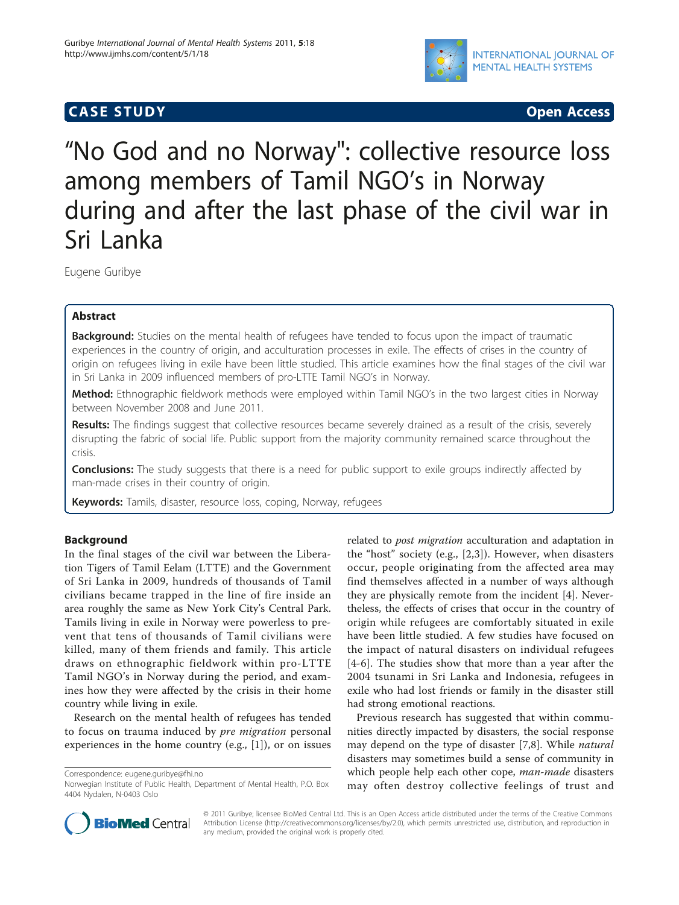CASE STUDY

Open Access

# “No God and no Norway": collective resource loss among members of Tamil NGO's in Norway during and after the last phase of the civil war in Sri Lanka

Eugene Guribye

## Abstract

**Background:** Studies on the mental health of refugees have tended to focus upon the impact of traumatic experiences in the country of origin, and acculturation processes in exile. The effects of crises in the country of origin on refugees living in exile have been little studied. This article examines how the final stages of the civil war in Sri Lanka in 2009 influenced members of pro-LTTE Tamil NGO's in Norway.

**Method:** Ethnographic fieldwork methods were employed within Tamil NGO's in the two largest cities in Norway between November 2008 and June 2011.

**Results:** The findings suggest that collective resources became severely drained as a result of the crisis, severely disrupting the fabric of social life. Public support from the majority community remained scarce throughout the crisis.

**Conclusions:** The study suggests that there is a need for public support to exile groups indirectly affected by man-made crises in their country of origin.

**Keywords:** Tamils, disaster, resource loss, coping, Norway, refugees

## Background

In the final stages of the civil war between the Liberation Tigers of Tamil Eelam (LTTE) and the Government of Sri Lanka in 2009, hundreds of thousands of Tamil civilians became trapped in the line of fire inside an area roughly the same as New York City's Central Park. Tamils living in exile in Norway were powerless to prevent that tens of thousands of Tamil civilians were killed, many of them friends and family. This article draws on ethnographic fieldwork within pro-LTTE Tamil NGO's in Norway during the period, and examines how they were affected by the crisis in their home country while living in exile.

Research on the mental health of refugees has tended to focus on trauma induced by *pre migration* personal experiences in the home country (e.g., [1]), or on issues related to *post migration* acculturation and adaptation in the “host” society (e.g., [2,3]). However, when disasters occur, people originating from the affected area may find themselves affected in a number of ways although they are physically remote from the incident [4]. Nevertheless, the effects of crises that occur in the country of origin while refugees are comfortably situated in exile have been little studied. A few studies have focused on the impact of natural disasters on individual refugees [4-6]. The studies show that more than a year after the 2004 tsunami in Sri Lanka and Indonesia, refugees in exile who had lost friends or family in the disaster still had strong emotional reactions.

Previous research has suggested that within communities directly impacted by disasters, the social response may depend on the type of disaster [7,8]. While *natural* disasters may sometimes build a sense of community in which people help each other cope, *man-made* disasters may often destroy collective feelings of trust and

Correspondence: eugene.guribye@fhi.no

Norwegian Institute of Public Health, Department of Mental Health, P.O. Box 4404 Nydalen, N-0403 Oslo

© 2011 Guribye; licensee BioMed Central Ltd. This is an Open Access article distributed under the terms of the Creative Commons Attribution License (http://creativecommons.org/licenses/by/2.0), which permits unrestricted use, distribution, and reproduction in any medium, provided the original work is properly cited.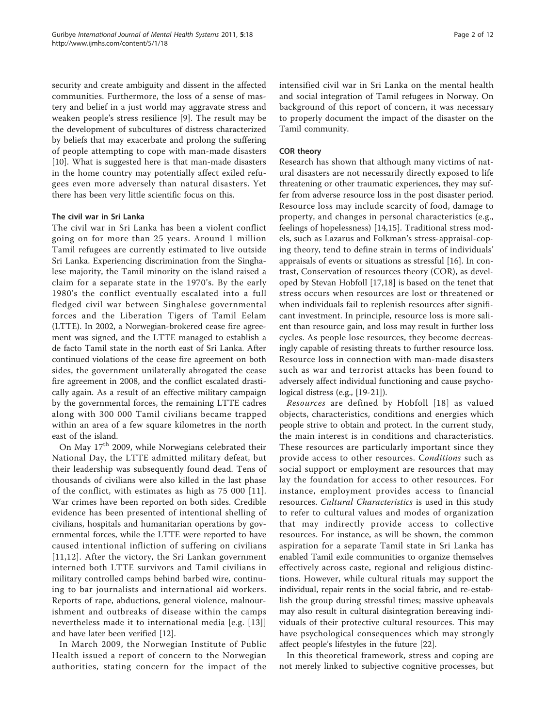security and create ambiguity and dissent in the affected communities. Furthermore, the loss of a sense of mastery and belief in a just world may aggravate stress and weaken people's stress resilience [9]. The result may be the development of subcultures of distress characterized by beliefs that may exacerbate and prolong the suffering of people attempting to cope with man-made disasters [10]. What is suggested here is that man-made disasters in the home country may potentially affect exiled refugees even more adversely than natural disasters. Yet there has been very little scientific focus on this.

### The civil war in Sri Lanka

The civil war in Sri Lanka has been a violent conflict going on for more than 25 years. Around 1 million Tamil refugees are currently estimated to live outside Sri Lanka. Experiencing discrimination from the Singhalese majority, the Tamil minority on the island raised a claim for a separate state in the 1970's. By the early 1980's the conflict eventually escalated into a full fledged civil war between Singhalese governmental forces and the Liberation Tigers of Tamil Eelam (LTTE). In 2002, a Norwegian-brokered cease fire agreement was signed, and the LTTE managed to establish a de facto Tamil state in the north east of Sri Lanka. After continued violations of the cease fire agreement on both sides, the government unilaterally abrogated the cease fire agreement in 2008, and the conflict escalated drastically again. As a result of an effective military campaign by the governmental forces, the remaining LTTE cadres along with 300 000 Tamil civilians became trapped within an area of a few square kilometres in the north east of the island.

On May 17th 2009, while Norwegians celebrated their National Day, the LTTE admitted military defeat, but their leadership was subsequently found dead. Tens of thousands of civilians were also killed in the last phase of the conflict, with estimates as high as 75 000 [11]. War crimes have been reported on both sides. Credible evidence has been presented of intentional shelling of civilians, hospitals and humanitarian operations by governmental forces, while the LTTE were reported to have caused intentional infliction of suffering on civilians [11,12]. After the victory, the Sri Lankan government interned both LTTE survivors and Tamil civilians in military controlled camps behind barbed wire, continuing to bar journalists and international aid workers. Reports of rape, abductions, general violence, malnourishment and outbreaks of disease within the camps nevertheless made it to international media [e.g. [13]] and have later been verified [12].

In March 2009, the Norwegian Institute of Public Health issued a report of concern to the Norwegian authorities, stating concern for the impact of the intensified civil war in Sri Lanka on the mental health and social integration of Tamil refugees in Norway. On background of this report of concern, it was necessary to properly document the impact of the disaster on the Tamil community.

### COR theory

Research has shown that although many victims of natural disasters are not necessarily directly exposed to life threatening or other traumatic experiences, they may suffer from adverse resource loss in the post disaster period. Resource loss may include scarcity of food, damage to property, and changes in personal characteristics (e.g., feelings of hopelessness) [14,15]. Traditional stress models, such as Lazarus and Folkman's stress-appraisal-coping theory, tend to define strain in terms of individuals' appraisals of events or situations as stressful [16]. In contrast, Conservation of resources theory (COR), as developed by Stevan Hobfoll [17,18] is based on the tenet that stress occurs when resources are lost or threatened or when individuals fail to replenish resources after significant investment. In principle, resource loss is more salient than resource gain, and loss may result in further loss cycles. As people lose resources, they become decreasingly capable of resisting threats to further resource loss. Resource loss in connection with man-made disasters such as war and terrorist attacks has been found to adversely affect individual functioning and cause psychological distress (e.g., [19-21]).

*Resources* are defined by Hobfoll [18] as valued objects, characteristics, conditions and energies which people strive to obtain and protect. In the current study, the main interest is in conditions and characteristics. These resources are particularly important since they provide access to other resources. *Conditions* such as social support or employment are resources that may lay the foundation for access to other resources. For instance, employment provides access to financial resources. *Cultural Characteristics* is used in this study to refer to cultural values and modes of organization that may indirectly provide access to collective resources. For instance, as will be shown, the common aspiration for a separate Tamil state in Sri Lanka has enabled Tamil exile communities to organize themselves effectively across caste, regional and religious distinctions. However, while cultural rituals may support the individual, repair rents in the social fabric, and re-establish the group during stressful times; massive upheavals may also result in cultural disintegration bereaving individuals of their protective cultural resources. This may have psychological consequences which may strongly affect people's lifestyles in the future [22].

In this theoretical framework, stress and coping are not merely linked to subjective cognitive processes, but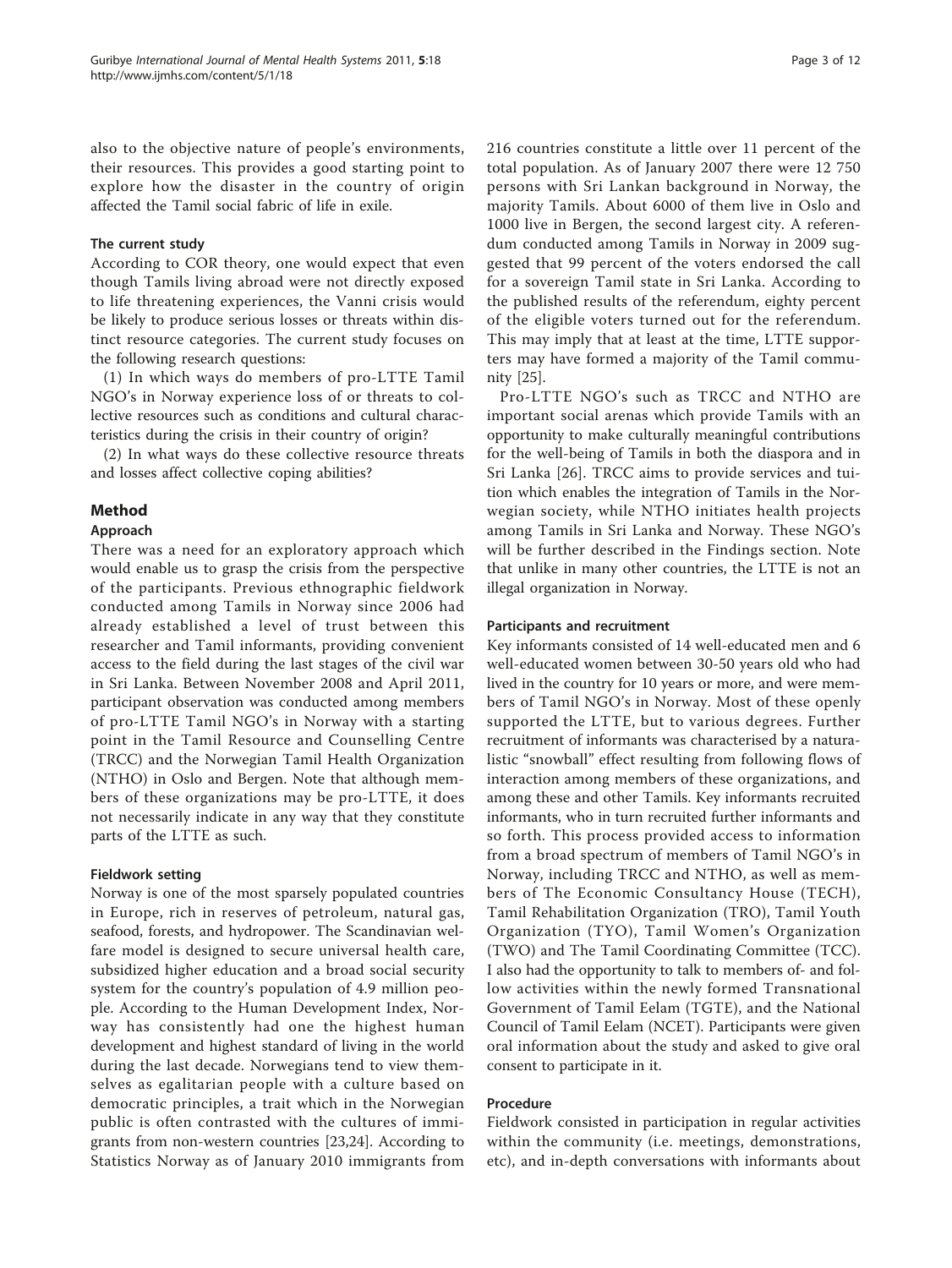also to the objective nature of people's environments, their resources. This provides a good starting point to explore how the disaster in the country of origin affected the Tamil social fabric of life in exile.

### The current study

According to COR theory, one would expect that even though Tamils living abroad were not directly exposed to life threatening experiences, the Vanni crisis would be likely to produce serious losses or threats within distinct resource categories. The current study focuses on the following research questions:

(1) In which ways do members of pro-LTTE Tamil NGO's in Norway experience loss of or threats to collective resources such as conditions and cultural characteristics during the crisis in their country of origin?

(2) In what ways do these collective resource threats and losses affect collective coping abilities?

## Method

### Approach

There was a need for an exploratory approach which would enable us to grasp the crisis from the perspective of the participants. Previous ethnographic fieldwork conducted among Tamils in Norway since 2006 had already established a level of trust between this researcher and Tamil informants, providing convenient access to the field during the last stages of the civil war in Sri Lanka. Between November 2008 and April 2011, participant observation was conducted among members of pro-LTTE Tamil NGO's in Norway with a starting point in the Tamil Resource and Counselling Centre (TRCC) and the Norwegian Tamil Health Organization (NTHO) in Oslo and Bergen. Note that although members of these organizations may be pro-LTTE, it does not necessarily indicate in any way that they constitute parts of the LTTE as such.

### Fieldwork setting

Norway is one of the most sparsely populated countries in Europe, rich in reserves of petroleum, natural gas, seafood, forests, and hydropower. The Scandinavian welfare model is designed to secure universal health care, subsidized higher education and a broad social security system for the country's population of 4.9 million people. According to the Human Development Index, Norway has consistently had one the highest human development and highest standard of living in the world during the last decade. Norwegians tend to view themselves as egalitarian people with a culture based on democratic principles, a trait which in the Norwegian public is often contrasted with the cultures of immigrants from non-western countries [23,24]. According to Statistics Norway as of January 2010 immigrants from 216 countries constitute a little over 11 percent of the total population. As of January 2007 there were 12 750 persons with Sri Lankan background in Norway, the majority Tamils. About 6000 of them live in Oslo and 1000 live in Bergen, the second largest city. A referendum conducted among Tamils in Norway in 2009 suggested that 99 percent of the voters endorsed the call for a sovereign Tamil state in Sri Lanka. According to the published results of the referendum, eighty percent of the eligible voters turned out for the referendum. This may imply that at least at the time, LTTE supporters may have formed a majority of the Tamil community [25].

Pro-LTTE NGO's such as TRCC and NTHO are important social arenas which provide Tamils with an opportunity to make culturally meaningful contributions for the well-being of Tamils in both the diaspora and in Sri Lanka [26]. TRCC aims to provide services and tuition which enables the integration of Tamils in the Norwegian society, while NTHO initiates health projects among Tamils in Sri Lanka and Norway. These NGO's will be further described in the Findings section. Note that unlike in many other countries, the LTTE is not an illegal organization in Norway.

### Participants and recruitment

Key informants consisted of 14 well-educated men and 6 well-educated women between 30-50 years old who had lived in the country for 10 years or more, and were members of Tamil NGO's in Norway. Most of these openly supported the LTTE, but to various degrees. Further recruitment of informants was characterised by a naturalistic "snowball" effect resulting from following flows of interaction among members of these organizations, and among these and other Tamils. Key informants recruited informants, who in turn recruited further informants and so forth. This process provided access to information from a broad spectrum of members of Tamil NGO's in Norway, including TRCC and NTHO, as well as members of The Economic Consultancy House (TECH), Tamil Rehabilitation Organization (TRO), Tamil Youth Organization (TYO), Tamil Women's Organization (TWO) and The Tamil Coordinating Committee (TCC). I also had the opportunity to talk to members of- and follow activities within the newly formed Transnational Government of Tamil Eelam (TGTE), and the National Council of Tamil Eelam (NCET). Participants were given oral information about the study and asked to give oral consent to participate in it.

### Procedure

Fieldwork consisted in participation in regular activities within the community (i.e. meetings, demonstrations, etc), and in-depth conversations with informants about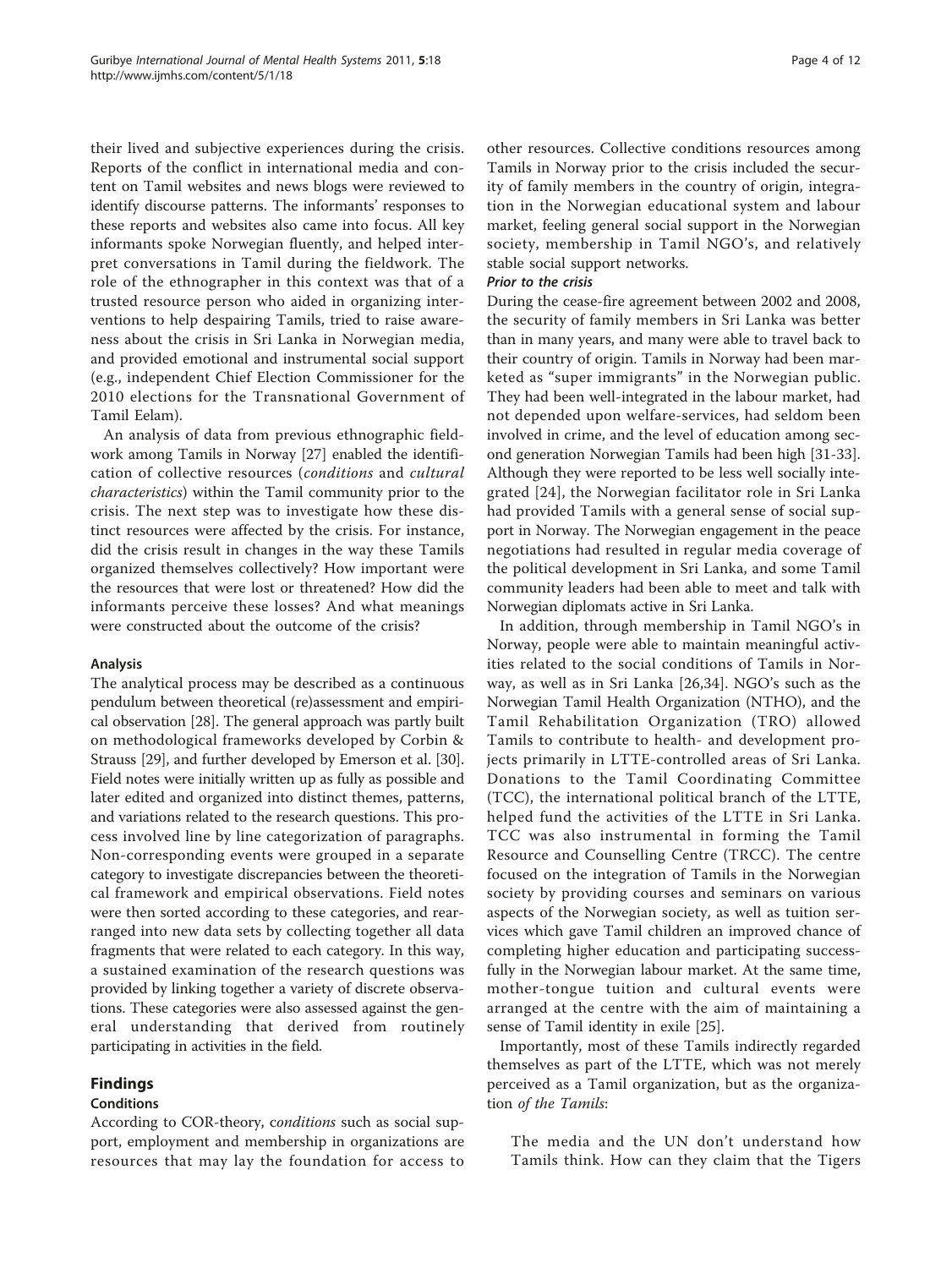their lived and subjective experiences during the crisis. Reports of the conflict in international media and content on Tamil websites and news blogs were reviewed to identify discourse patterns. The informants' responses to these reports and websites also came into focus. All key informants spoke Norwegian fluently, and helped interpret conversations in Tamil during the fieldwork. The role of the ethnographer in this context was that of a trusted resource person who aided in organizing interventions to help despairing Tamils, tried to raise awareness about the crisis in Sri Lanka in Norwegian media, and provided emotional and instrumental social support (e.g., independent Chief Election Commissioner for the 2010 elections for the Transnational Government of Tamil Eelam).

An analysis of data from previous ethnographic fieldwork among Tamils in Norway [27] enabled the identification of collective resources (*conditions* and *cultural characteristics*) within the Tamil community prior to the crisis. The next step was to investigate how these distinct resources were affected by the crisis. For instance, did the crisis result in changes in the way these Tamils organized themselves collectively? How important were the resources that were lost or threatened? How did the informants perceive these losses? And what meanings were constructed about the outcome of the crisis?

### Analysis

The analytical process may be described as a continuous pendulum between theoretical (re)assessment and empirical observation [28]. The general approach was partly built on methodological frameworks developed by Corbin & Strauss [29], and further developed by Emerson et al. [30]. Field notes were initially written up as fully as possible and later edited and organized into distinct themes, patterns, and variations related to the research questions. This process involved line by line categorization of paragraphs. Non-corresponding events were grouped in a separate category to investigate discrepancies between the theoretical framework and empirical observations. Field notes were then sorted according to these categories, and rearranged into new data sets by collecting together all data fragments that were related to each category. In this way, a sustained examination of the research questions was provided by linking together a variety of discrete observations. These categories were also assessed against the general understanding that derived from routinely participating in activities in the field.

## Findings

### Conditions

According to COR-theory, *conditions* such as social support, employment and membership in organizations are resources that may lay the foundation for access to other resources. Collective conditions resources among Tamils in Norway prior to the crisis included the security of family members in the country of origin, integration in the Norwegian educational system and labour market, feeling general social support in the Norwegian society, membership in Tamil NGO's, and relatively stable social support networks.

#### *Prior to the crisis*

During the cease-fire agreement between 2002 and 2008, the security of family members in Sri Lanka was better than in many years, and many were able to travel back to their country of origin. Tamils in Norway had been marketed as "super immigrants" in the Norwegian public. They had been well-integrated in the labour market, had not depended upon welfare-services, had seldom been involved in crime, and the level of education among second generation Norwegian Tamils had been high [31-33]. Although they were reported to be less well socially integrated [24], the Norwegian facilitator role in Sri Lanka had provided Tamils with a general sense of social support in Norway. The Norwegian engagement in the peace negotiations had resulted in regular media coverage of the political development in Sri Lanka, and some Tamil community leaders had been able to meet and talk with Norwegian diplomats active in Sri Lanka.

In addition, through membership in Tamil NGO's in Norway, people were able to maintain meaningful activities related to the social conditions of Tamils in Norway, as well as in Sri Lanka [26,34]. NGO's such as the Norwegian Tamil Health Organization (NTHO), and the Tamil Rehabilitation Organization (TRO) allowed Tamils to contribute to health- and development projects primarily in LTTE-controlled areas of Sri Lanka. Donations to the Tamil Coordinating Committee (TCC), the international political branch of the LTTE, helped fund the activities of the LTTE in Sri Lanka. TCC was also instrumental in forming the Tamil Resource and Counselling Centre (TRCC). The centre focused on the integration of Tamils in the Norwegian society by providing courses and seminars on various aspects of the Norwegian society, as well as tuition services which gave Tamil children an improved chance of completing higher education and participating successfully in the Norwegian labour market. At the same time, mother-tongue tuition and cultural events were arranged at the centre with the aim of maintaining a sense of Tamil identity in exile [25].

Importantly, most of these Tamils indirectly regarded themselves as part of the LTTE, which was not merely perceived as a Tamil organization, but as the organization *of the Tamils*:

> The media and the UN don't understand how Tamils think. How can they claim that the Tigers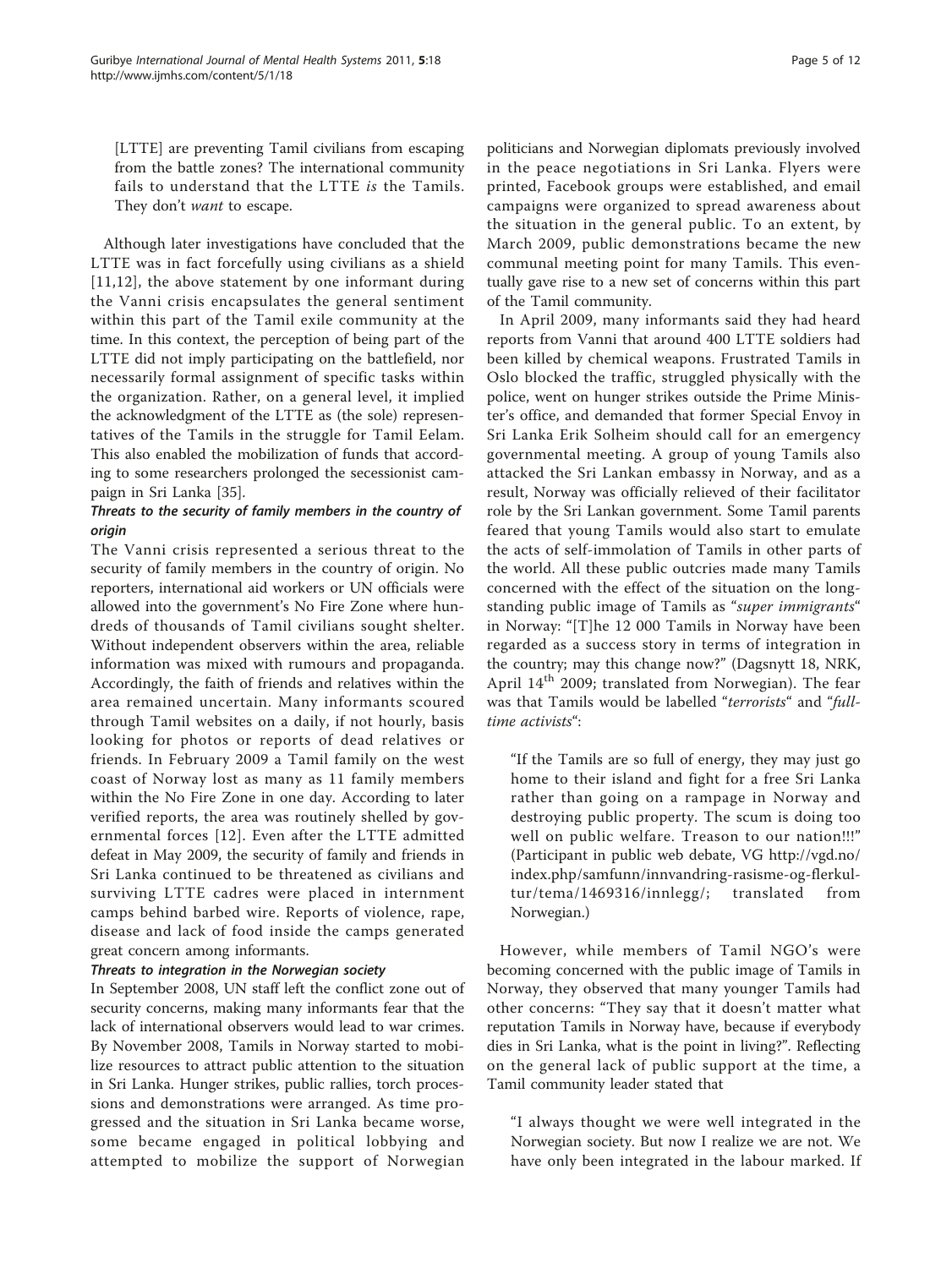[LTTE] are preventing Tamil civilians from escaping from the battle zones? The international community fails to understand that the LTTE *is* the Tamils. They don't *want* to escape.

Although later investigations have concluded that the LTTE was in fact forcefully using civilians as a shield [11,12], the above statement by one informant during the Vanni crisis encapsulates the general sentiment within this part of the Tamil exile community at the time. In this context, the perception of being part of the LTTE did not imply participating on the battlefield, nor necessarily formal assignment of specific tasks within the organization. Rather, on a general level, it implied the acknowledgment of the LTTE as (the sole) representatives of the Tamils in the struggle for Tamil Eelam. This also enabled the mobilization of funds that according to some researchers prolonged the secessionist campaign in Sri Lanka [35].

#### *Threats to the security of family members in the country of origin*

The Vanni crisis represented a serious threat to the security of family members in the country of origin. No reporters, international aid workers or UN officials were allowed into the government's No Fire Zone where hundreds of thousands of Tamil civilians sought shelter. Without independent observers within the area, reliable information was mixed with rumours and propaganda. Accordingly, the faith of friends and relatives within the area remained uncertain. Many informants scoured through Tamil websites on a daily, if not hourly, basis looking for photos or reports of dead relatives or friends. In February 2009 a Tamil family on the west coast of Norway lost as many as 11 family members within the No Fire Zone in one day. According to later verified reports, the area was routinely shelled by governmental forces [12]. Even after the LTTE admitted defeat in May 2009, the security of family and friends in Sri Lanka continued to be threatened as civilians and surviving LTTE cadres were placed in internment camps behind barbed wire. Reports of violence, rape, disease and lack of food inside the camps generated great concern among informants.

#### *Threats to integration in the Norwegian society*

In September 2008, UN staff left the conflict zone out of security concerns, making many informants fear that the lack of international observers would lead to war crimes. By November 2008, Tamils in Norway started to mobilize resources to attract public attention to the situation in Sri Lanka. Hunger strikes, public rallies, torch processions and demonstrations were arranged. As time progressed and the situation in Sri Lanka became worse, some became engaged in political lobbying and attempted to mobilize the support of Norwegian politicians and Norwegian diplomats previously involved in the peace negotiations in Sri Lanka. Flyers were printed, Facebook groups were established, and email campaigns were organized to spread awareness about the situation in the general public. To an extent, by March 2009, public demonstrations became the new communal meeting point for many Tamils. This eventually gave rise to a new set of concerns within this part of the Tamil community.

In April 2009, many informants said they had heard reports from Vanni that around 400 LTTE soldiers had been killed by chemical weapons. Frustrated Tamils in Oslo blocked the traffic, struggled physically with the police, went on hunger strikes outside the Prime Minister's office, and demanded that former Special Envoy in Sri Lanka Erik Solheim should call for an emergency governmental meeting. A group of young Tamils also attacked the Sri Lankan embassy in Norway, and as a result, Norway was officially relieved of their facilitator role by the Sri Lankan government. Some Tamil parents feared that young Tamils would also start to emulate the acts of self-immolation of Tamils in other parts of the world. All these public outcries made many Tamils concerned with the effect of the situation on the long-standing public image of Tamils as "*super immigrants*" in Norway: "[T]he 12 000 Tamils in Norway have been regarded as a success story in terms of integration in the country; may this change now?" (Dagsnytt 18, NRK, April 14th 2009; translated from Norwegian). The fear was that Tamils would be labelled "*terrorists*" and "*full-time activists*":

> "If the Tamils are so full of energy, they may just go home to their island and fight for a free Sri Lanka rather than going on a rampage in Norway and destroying public property. The scum is doing too well on public welfare. Treason to our nation!!!" (Participant in public web debate, VG http://vgd.no/index.php/samfunn/innvandring-rasisme-og-flerkultur/tema/1469316/innlegg/; translated from Norwegian.)

However, while members of Tamil NGO's were becoming concerned with the public image of Tamils in Norway, they observed that many younger Tamils had other concerns: "They say that it doesn't matter what reputation Tamils in Norway have, because if everybody dies in Sri Lanka, what is the point in living?". Reflecting on the general lack of public support at the time, a Tamil community leader stated that

> "I always thought we were well integrated in the Norwegian society. But now I realize we are not. We have only been integrated in the labour marked. If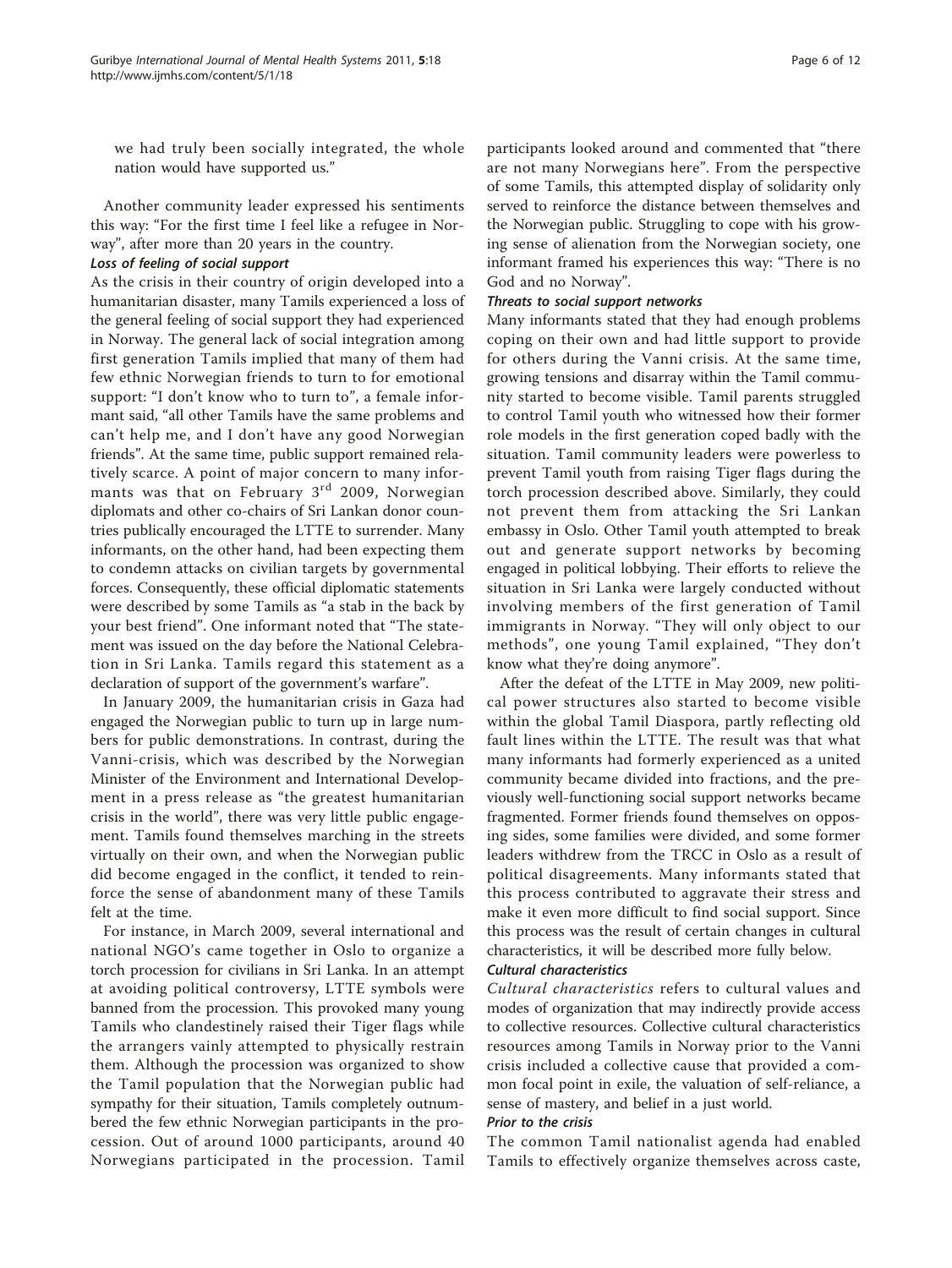we had truly been socially integrated, the whole nation would have supported us."

Another community leader expressed his sentiments this way: "For the first time I feel like a refugee in Norway", after more than 20 years in the country.

#### *Loss of feeling of social support*

As the crisis in their country of origin developed into a humanitarian disaster, many Tamils experienced a loss of the general feeling of social support they had experienced in Norway. The general lack of social integration among first generation Tamils implied that many of them had few ethnic Norwegian friends to turn to for emotional support: "I don't know who to turn to", a female informant said, "all other Tamils have the same problems and can't help me, and I don't have any good Norwegian friends". At the same time, public support remained relatively scarce. A point of major concern to many informants was that on February 3rd 2009, Norwegian diplomats and other co-chairs of Sri Lankan donor countries publically encouraged the LTTE to surrender. Many informants, on the other hand, had been expecting them to condemn attacks on civilian targets by governmental forces. Consequently, these official diplomatic statements were described by some Tamils as "a stab in the back by your best friend". One informant noted that "The statement was issued on the day before the National Celebration in Sri Lanka. Tamils regard this statement as a declaration of support of the government's warfare".

In January 2009, the humanitarian crisis in Gaza had engaged the Norwegian public to turn up in large numbers for public demonstrations. In contrast, during the Vanni-crisis, which was described by the Norwegian Minister of the Environment and International Development in a press release as "the greatest humanitarian crisis in the world", there was very little public engagement. Tamils found themselves marching in the streets virtually on their own, and when the Norwegian public did become engaged in the conflict, it tended to reinforce the sense of abandonment many of these Tamils felt at the time.

For instance, in March 2009, several international and national NGO's came together in Oslo to organize a torch procession for civilians in Sri Lanka. In an attempt at avoiding political controversy, LTTE symbols were banned from the procession. This provoked many young Tamils who clandestinely raised their Tiger flags while the arrangers vainly attempted to physically restrain them. Although the procession was organized to show the Tamil population that the Norwegian public had sympathy for their situation, Tamils completely outnumbered the few ethnic Norwegian participants in the procession. Out of around 1000 participants, around 40 Norwegians participated in the procession. Tamil participants looked around and commented that "there are not many Norwegians here". From the perspective of some Tamils, this attempted display of solidarity only served to reinforce the distance between themselves and the Norwegian public. Struggling to cope with his growing sense of alienation from the Norwegian society, one informant framed his experiences this way: "There is no God and no Norway".

#### *Threats to social support networks*

Many informants stated that they had enough problems coping on their own and had little support to provide for others during the Vanni crisis. At the same time, growing tensions and disarray within the Tamil community started to become visible. Tamil parents struggled to control Tamil youth who witnessed how their former role models in the first generation coped badly with the situation. Tamil community leaders were powerless to prevent Tamil youth from raising Tiger flags during the torch procession described above. Similarly, they could not prevent them from attacking the Sri Lankan embassy in Oslo. Other Tamil youth attempted to break out and generate support networks by becoming engaged in political lobbying. Their efforts to relieve the situation in Sri Lanka were largely conducted without involving members of the first generation of Tamil immigrants in Norway. "They will only object to our methods", one young Tamil explained, "They don't know what they're doing anymore".

After the defeat of the LTTE in May 2009, new political power structures also started to become visible within the global Tamil Diaspora, partly reflecting old fault lines within the LTTE. The result was that what many informants had formerly experienced as a united community became divided into fractions, and the previously well-functioning social support networks became fragmented. Former friends found themselves on opposing sides, some families were divided, and some former leaders withdrew from the TRCC in Oslo as a result of political disagreements. Many informants stated that this process contributed to aggravate their stress and make it even more difficult to find social support. Since this process was the result of certain changes in cultural characteristics, it will be described more fully below.

### *Cultural characteristics*

*Cultural characteristics* refers to cultural values and modes of organization that may indirectly provide access to collective resources. Collective cultural characteristics resources among Tamils in Norway prior to the Vanni crisis included a collective cause that provided a common focal point in exile, the valuation of self-reliance, a sense of mastery, and belief in a just world.

#### *Prior to the crisis*

The common Tamil nationalist agenda had enabled Tamils to effectively organize themselves across caste,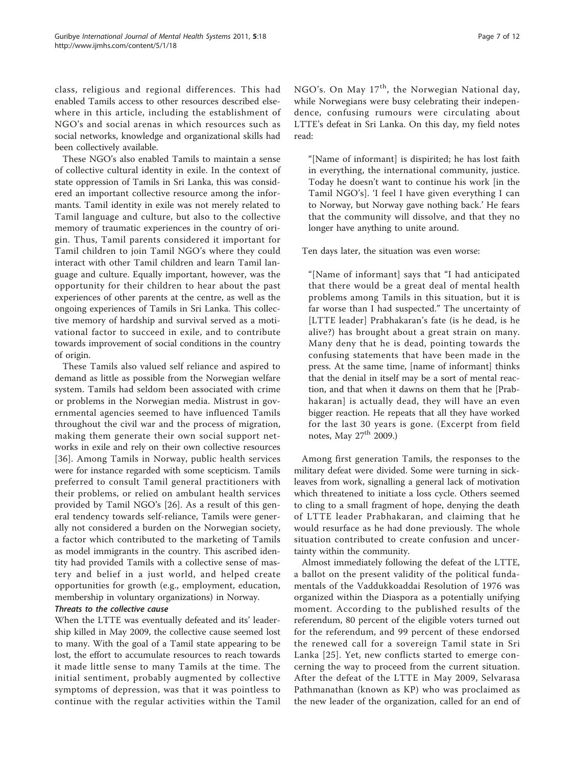class, religious and regional differences. This had enabled Tamils access to other resources described elsewhere in this article, including the establishment of NGO's and social arenas in which resources such as social networks, knowledge and organizational skills had been collectively available.

These NGO's also enabled Tamils to maintain a sense of collective cultural identity in exile. In the context of state oppression of Tamils in Sri Lanka, this was considered an important collective resource among the informants. Tamil identity in exile was not merely related to Tamil language and culture, but also to the collective memory of traumatic experiences in the country of origin. Thus, Tamil parents considered it important for Tamil children to join Tamil NGO's where they could interact with other Tamil children and learn Tamil language and culture. Equally important, however, was the opportunity for their children to hear about the past experiences of other parents at the centre, as well as the ongoing experiences of Tamils in Sri Lanka. This collective memory of hardship and survival served as a motivational factor to succeed in exile, and to contribute towards improvement of social conditions in the country of origin.

These Tamils also valued self reliance and aspired to demand as little as possible from the Norwegian welfare system. Tamils had seldom been associated with crime or problems in the Norwegian media. Mistrust in governmental agencies seemed to have influenced Tamils throughout the civil war and the process of migration, making them generate their own social support networks in exile and rely on their own collective resources [36]. Among Tamils in Norway, public health services were for instance regarded with some scepticism. Tamils preferred to consult Tamil general practitioners with their problems, or relied on ambulant health services provided by Tamil NGO's [26]. As a result of this general tendency towards self-reliance, Tamils were generally not considered a burden on the Norwegian society, a factor which contributed to the marketing of Tamils as model immigrants in the country. This ascribed identity had provided Tamils with a collective sense of mastery and belief in a just world, and helped create opportunities for growth (e.g., employment, education, membership in voluntary organizations) in Norway.

#### *Threats to the collective cause*

When the LTTE was eventually defeated and its' leadership killed in May 2009, the collective cause seemed lost to many. With the goal of a Tamil state appearing to be lost, the effort to accumulate resources to reach towards it made little sense to many Tamils at the time. The initial sentiment, probably augmented by collective symptoms of depression, was that it was pointless to continue with the regular activities within the Tamil NGO's. On May 17th, the Norwegian National day, while Norwegians were busy celebrating their independence, confusing rumours were circulating about LTTE's defeat in Sri Lanka. On this day, my field notes read:

> "[Name of informant] is dispirited; he has lost faith in everything, the international community, justice. Today he doesn't want to continue his work [in the Tamil NGO's]. 'I feel I have given everything I can to Norway, but Norway gave nothing back.' He fears that the community will dissolve, and that they no longer have anything to unite around.

Ten days later, the situation was even worse:

> "[Name of informant] says that "I had anticipated that there would be a great deal of mental health problems among Tamils in this situation, but it is far worse than I had suspected." The uncertainty of [LTTE leader] Prabhakaran's fate (is he dead, is he alive?) has brought about a great strain on many. Many deny that he is dead, pointing towards the confusing statements that have been made in the press. At the same time, [name of informant] thinks that the denial in itself may be a sort of mental reaction, and that when it dawns on them that he [Prabhakaran] is actually dead, they will have an even bigger reaction. He repeats that all they have worked for the last 30 years is gone. (Excerpt from field notes, May 27th 2009.)

Among first generation Tamils, the responses to the military defeat were divided. Some were turning in sick-leaves from work, signalling a general lack of motivation which threatened to initiate a loss cycle. Others seemed to cling to a small fragment of hope, denying the death of LTTE leader Prabhakaran, and claiming that he would resurface as he had done previously. The whole situation contributed to create confusion and uncertainty within the community.

Almost immediately following the defeat of the LTTE, a ballot on the present validity of the political fundamentals of the Vaddukkoaddai Resolution of 1976 was organized within the Diaspora as a potentially unifying moment. According to the published results of the referendum, 80 percent of the eligible voters turned out for the referendum, and 99 percent of these endorsed the renewed call for a sovereign Tamil state in Sri Lanka [25]. Yet, new conflicts started to emerge concerning the way to proceed from the current situation. After the defeat of the LTTE in May 2009, Selvarasa Pathmanathan (known as KP) who was proclaimed as the new leader of the organization, called for an end of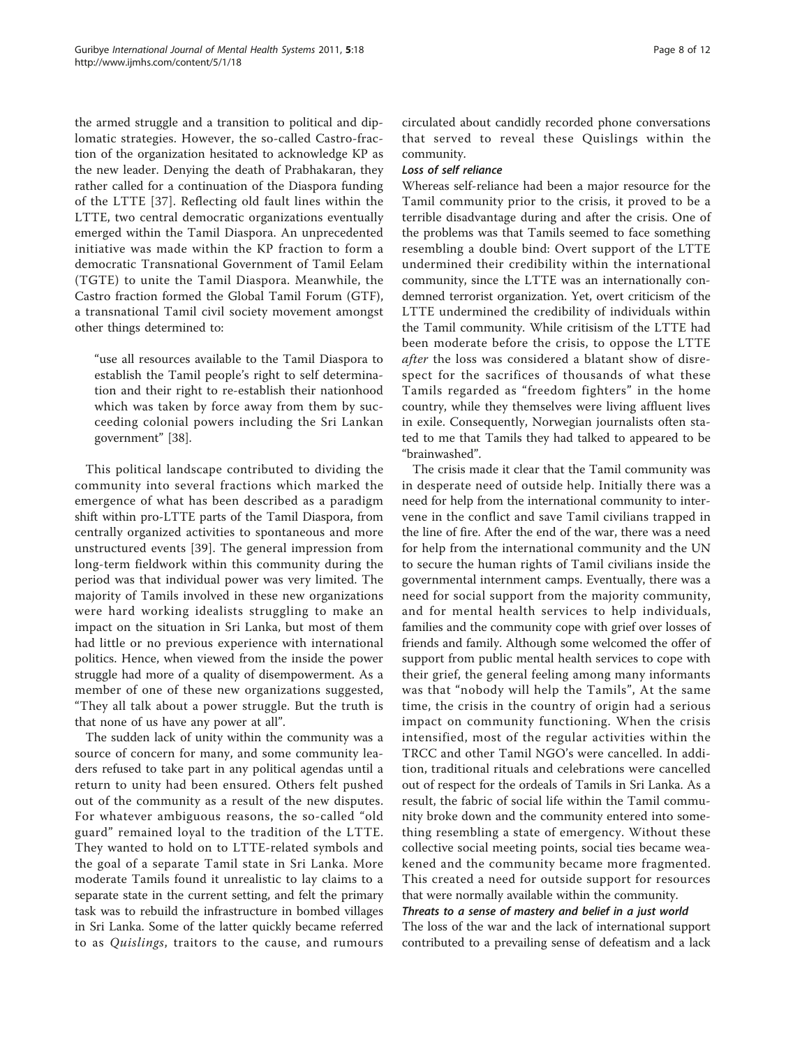the armed struggle and a transition to political and diplomatic strategies. However, the so-called Castro-fraction of the organization hesitated to acknowledge KP as the new leader. Denying the death of Prabhakaran, they rather called for a continuation of the Diaspora funding of the LTTE [37]. Reflecting old fault lines within the LTTE, two central democratic organizations eventually emerged within the Tamil Diaspora. An unprecedented initiative was made within the KP fraction to form a democratic Transnational Government of Tamil Eelam (TGTE) to unite the Tamil Diaspora. Meanwhile, the Castro fraction formed the Global Tamil Forum (GTF), a transnational Tamil civil society movement amongst other things determined to:

> "use all resources available to the Tamil Diaspora to establish the Tamil people's right to self determination and their right to re-establish their nationhood which was taken by force away from them by succeeding colonial powers including the Sri Lankan government" [38].

This political landscape contributed to dividing the community into several fractions which marked the emergence of what has been described as a paradigm shift within pro-LTTE parts of the Tamil Diaspora, from centrally organized activities to spontaneous and more unstructured events [39]. The general impression from long-term fieldwork within this community during the period was that individual power was very limited. The majority of Tamils involved in these new organizations were hard working idealists struggling to make an impact on the situation in Sri Lanka, but most of them had little or no previous experience with international politics. Hence, when viewed from the inside the power struggle had more of a quality of disempowerment. As a member of one of these new organizations suggested, "They all talk about a power struggle. But the truth is that none of us have any power at all".

The sudden lack of unity within the community was a source of concern for many, and some community leaders refused to take part in any political agendas until a return to unity had been ensured. Others felt pushed out of the community as a result of the new disputes. For whatever ambiguous reasons, the so-called "old guard" remained loyal to the tradition of the LTTE. They wanted to hold on to LTTE-related symbols and the goal of a separate Tamil state in Sri Lanka. More moderate Tamils found it unrealistic to lay claims to a separate state in the current setting, and felt the primary task was to rebuild the infrastructure in bombed villages in Sri Lanka. Some of the latter quickly became referred to as *Quislings*, traitors to the cause, and rumours circulated about candidly recorded phone conversations that served to reveal these Quislings within the community.

#### *Loss of self reliance*

Whereas self-reliance had been a major resource for the Tamil community prior to the crisis, it proved to be a terrible disadvantage during and after the crisis. One of the problems was that Tamils seemed to face something resembling a double bind: Overt support of the LTTE undermined their credibility within the international community, since the LTTE was an internationally condemned terrorist organization. Yet, overt criticism of the LTTE undermined the credibility of individuals within the Tamil community. While critisism of the LTTE had been moderate before the crisis, to oppose the LTTE *after* the loss was considered a blatant show of disrespect for the sacrifices of thousands of what these Tamils regarded as "freedom fighters" in the home country, while they themselves were living affluent lives in exile. Consequently, Norwegian journalists often stated to me that Tamils they had talked to appeared to be "brainwashed".

The crisis made it clear that the Tamil community was in desperate need of outside help. Initially there was a need for help from the international community to intervene in the conflict and save Tamil civilians trapped in the line of fire. After the end of the war, there was a need for help from the international community and the UN to secure the human rights of Tamil civilians inside the governmental internment camps. Eventually, there was a need for social support from the majority community, and for mental health services to help individuals, families and the community cope with grief over losses of friends and family. Although some welcomed the offer of support from public mental health services to cope with their grief, the general feeling among many informants was that "nobody will help the Tamils", At the same time, the crisis in the country of origin had a serious impact on community functioning. When the crisis intensified, most of the regular activities within the TRCC and other Tamil NGO's were cancelled. In addition, traditional rituals and celebrations were cancelled out of respect for the ordeals of Tamils in Sri Lanka. As a result, the fabric of social life within the Tamil community broke down and the community entered into something resembling a state of emergency. Without these collective social meeting points, social ties became weakened and the community became more fragmented. This created a need for outside support for resources that were normally available within the community.

#### *Threats to a sense of mastery and belief in a just world*

The loss of the war and the lack of international support contributed to a prevailing sense of defeatism and a lack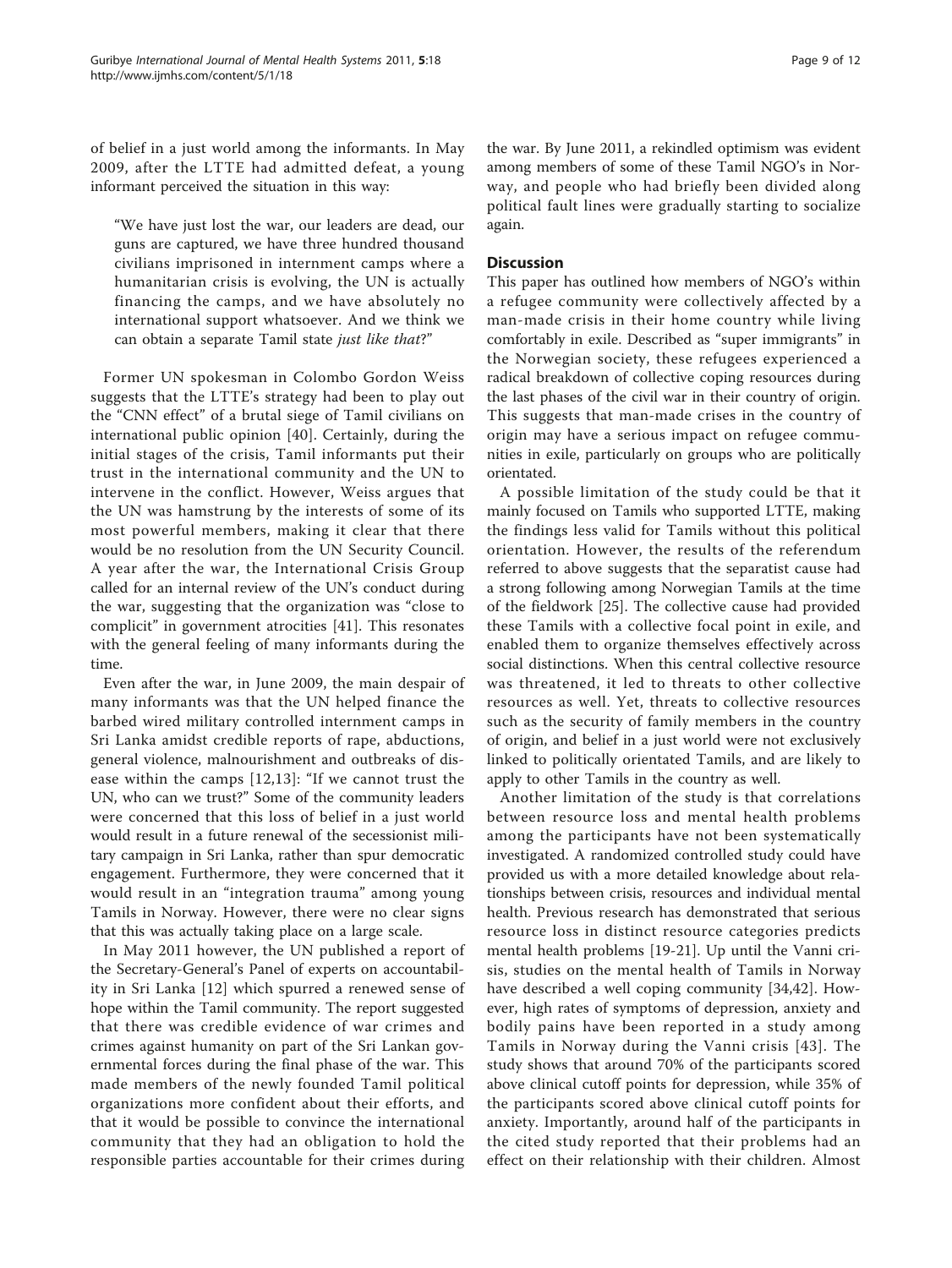of belief in a just world among the informants. In May 2009, after the LTTE had admitted defeat, a young informant perceived the situation in this way:

> "We have just lost the war, our leaders are dead, our guns are captured, we have three hundred thousand civilians imprisoned in internment camps where a humanitarian crisis is evolving, the UN is actually financing the camps, and we have absolutely no international support whatsoever. And we think we can obtain a separate Tamil state *just like that*?"

Former UN spokesman in Colombo Gordon Weiss suggests that the LTTE's strategy had been to play out the "CNN effect" of a brutal siege of Tamil civilians on international public opinion [40]. Certainly, during the initial stages of the crisis, Tamil informants put their trust in the international community and the UN to intervene in the conflict. However, Weiss argues that the UN was hamstrung by the interests of some of its most powerful members, making it clear that there would be no resolution from the UN Security Council. A year after the war, the International Crisis Group called for an internal review of the UN's conduct during the war, suggesting that the organization was "close to complicit" in government atrocities [41]. This resonates with the general feeling of many informants during the time.

Even after the war, in June 2009, the main despair of many informants was that the UN helped finance the barbed wired military controlled internment camps in Sri Lanka amidst credible reports of rape, abductions, general violence, malnourishment and outbreaks of disease within the camps [12,13]: "If we cannot trust the UN, who can we trust?" Some of the community leaders were concerned that this loss of belief in a just world would result in a future renewal of the secessionist military campaign in Sri Lanka, rather than spur democratic engagement. Furthermore, they were concerned that it would result in an "integration trauma" among young Tamils in Norway. However, there were no clear signs that this was actually taking place on a large scale.

In May 2011 however, the UN published a report of the Secretary-General's Panel of experts on accountability in Sri Lanka [12] which spurred a renewed sense of hope within the Tamil community. The report suggested that there was credible evidence of war crimes and crimes against humanity on part of the Sri Lankan governmental forces during the final phase of the war. This made members of the newly founded Tamil political organizations more confident about their efforts, and that it would be possible to convince the international community that they had an obligation to hold the responsible parties accountable for their crimes during the war. By June 2011, a rekindled optimism was evident among members of some of these Tamil NGO's in Norway, and people who had briefly been divided along political fault lines were gradually starting to socialize again.

## Discussion

This paper has outlined how members of NGO's within a refugee community were collectively affected by a man-made crisis in their home country while living comfortably in exile. Described as "super immigrants" in the Norwegian society, these refugees experienced a radical breakdown of collective coping resources during the last phases of the civil war in their country of origin. This suggests that man-made crises in the country of origin may have a serious impact on refugee communities in exile, particularly on groups who are politically orientated.

A possible limitation of the study could be that it mainly focused on Tamils who supported LTTE, making the findings less valid for Tamils without this political orientation. However, the results of the referendum referred to above suggests that the separatist cause had a strong following among Norwegian Tamils at the time of the fieldwork [25]. The collective cause had provided these Tamils with a collective focal point in exile, and enabled them to organize themselves effectively across social distinctions. When this central collective resource was threatened, it led to threats to other collective resources as well. Yet, threats to collective resources such as the security of family members in the country of origin, and belief in a just world were not exclusively linked to politically orientated Tamils, and are likely to apply to other Tamils in the country as well.

Another limitation of the study is that correlations between resource loss and mental health problems among the participants have not been systematically investigated. A randomized controlled study could have provided us with a more detailed knowledge about relationships between crisis, resources and individual mental health. Previous research has demonstrated that serious resource loss in distinct resource categories predicts mental health problems [19-21]. Up until the Vanni crisis, studies on the mental health of Tamils in Norway have described a well coping community [34,42]. However, high rates of symptoms of depression, anxiety and bodily pains have been reported in a study among Tamils in Norway during the Vanni crisis [43]. The study shows that around 70% of the participants scored above clinical cutoff points for depression, while 35% of the participants scored above clinical cutoff points for anxiety. Importantly, around half of the participants in the cited study reported that their problems had an effect on their relationship with their children. Almost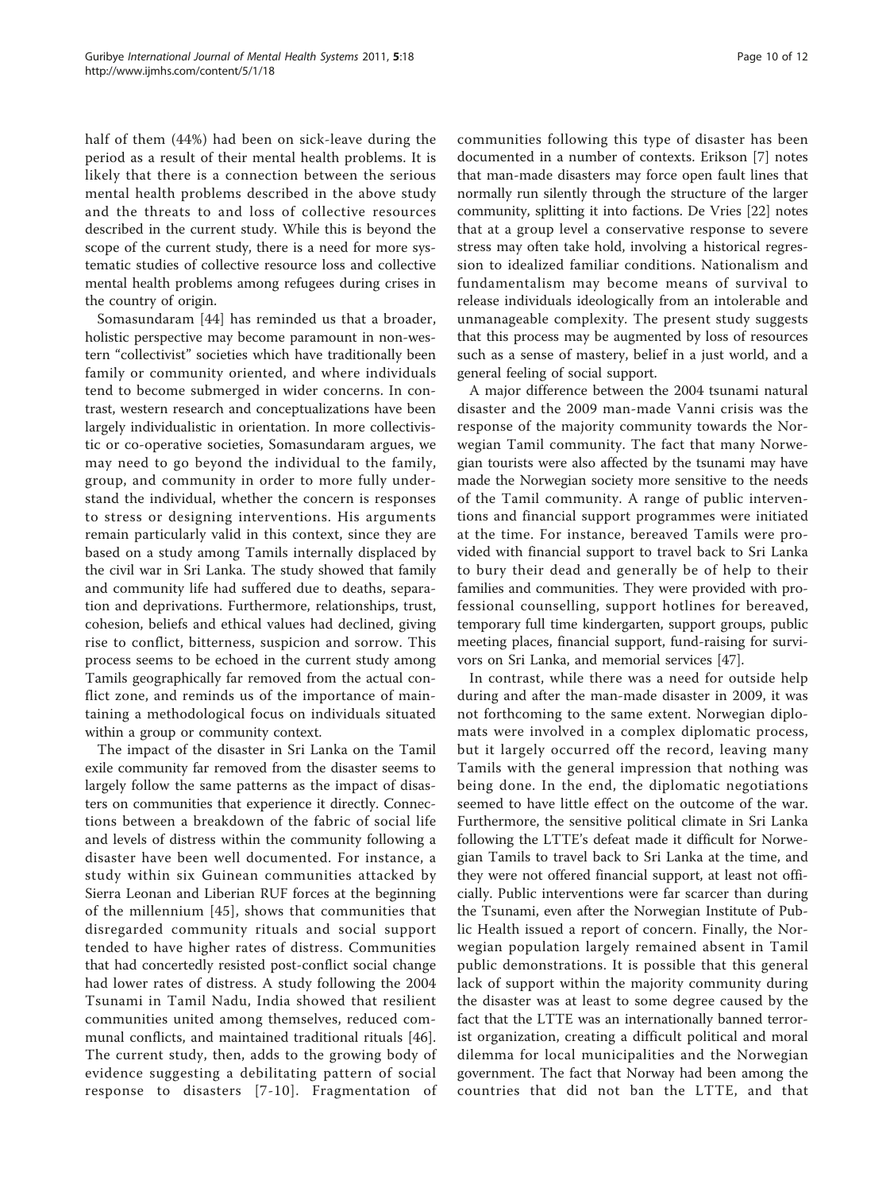half of them (44%) had been on sick-leave during the period as a result of their mental health problems. It is likely that there is a connection between the serious mental health problems described in the above study and the threats to and loss of collective resources described in the current study. While this is beyond the scope of the current study, there is a need for more systematic studies of collective resource loss and collective mental health problems among refugees during crises in the country of origin.

Somasundaram [44] has reminded us that a broader, holistic perspective may become paramount in non-western "collectivist" societies which have traditionally been family or community oriented, and where individuals tend to become submerged in wider concerns. In contrast, western research and conceptualizations have been largely individualistic in orientation. In more collectivistic or co-operative societies, Somasundaram argues, we may need to go beyond the individual to the family, group, and community in order to more fully understand the individual, whether the concern is responses to stress or designing interventions. His arguments remain particularly valid in this context, since they are based on a study among Tamils internally displaced by the civil war in Sri Lanka. The study showed that family and community life had suffered due to deaths, separation and deprivations. Furthermore, relationships, trust, cohesion, beliefs and ethical values had declined, giving rise to conflict, bitterness, suspicion and sorrow. This process seems to be echoed in the current study among Tamils geographically far removed from the actual conflict zone, and reminds us of the importance of maintaining a methodological focus on individuals situated within a group or community context.

The impact of the disaster in Sri Lanka on the Tamil exile community far removed from the disaster seems to largely follow the same patterns as the impact of disasters on communities that experience it directly. Connections between a breakdown of the fabric of social life and levels of distress within the community following a disaster have been well documented. For instance, a study within six Guinean communities attacked by Sierra Leonan and Liberian RUF forces at the beginning of the millennium [45], shows that communities that disregarded community rituals and social support tended to have higher rates of distress. Communities that had concertedly resisted post-conflict social change had lower rates of distress. A study following the 2004 Tsunami in Tamil Nadu, India showed that resilient communities united among themselves, reduced communal conflicts, and maintained traditional rituals [46]. The current study, then, adds to the growing body of evidence suggesting a debilitating pattern of social response to disasters [7-10]. Fragmentation of communities following this type of disaster has been documented in a number of contexts. Erikson [7] notes that man-made disasters may force open fault lines that normally run silently through the structure of the larger community, splitting it into factions. De Vries [22] notes that at a group level a conservative response to severe stress may often take hold, involving a historical regression to idealized familiar conditions. Nationalism and fundamentalism may become means of survival to release individuals ideologically from an intolerable and unmanageable complexity. The present study suggests that this process may be augmented by loss of resources such as a sense of mastery, belief in a just world, and a general feeling of social support.

A major difference between the 2004 tsunami natural disaster and the 2009 man-made Vanni crisis was the response of the majority community towards the Norwegian Tamil community. The fact that many Norwegian tourists were also affected by the tsunami may have made the Norwegian society more sensitive to the needs of the Tamil community. A range of public interventions and financial support programmes were initiated at the time. For instance, bereaved Tamils were provided with financial support to travel back to Sri Lanka to bury their dead and generally be of help to their families and communities. They were provided with professional counselling, support hotlines for bereaved, temporary full time kindergarten, support groups, public meeting places, financial support, fund-raising for survivors on Sri Lanka, and memorial services [47].

In contrast, while there was a need for outside help during and after the man-made disaster in 2009, it was not forthcoming to the same extent. Norwegian diplomats were involved in a complex diplomatic process, but it largely occurred off the record, leaving many Tamils with the general impression that nothing was being done. In the end, the diplomatic negotiations seemed to have little effect on the outcome of the war. Furthermore, the sensitive political climate in Sri Lanka following the LTTE's defeat made it difficult for Norwegian Tamils to travel back to Sri Lanka at the time, and they were not offered financial support, at least not officially. Public interventions were far scarcer than during the Tsunami, even after the Norwegian Institute of Public Health issued a report of concern. Finally, the Norwegian population largely remained absent in Tamil public demonstrations. It is possible that this general lack of support within the majority community during the disaster was at least to some degree caused by the fact that the LTTE was an internationally banned terrorist organization, creating a difficult political and moral dilemma for local municipalities and the Norwegian government. The fact that Norway had been among the countries that did not ban the LTTE, and that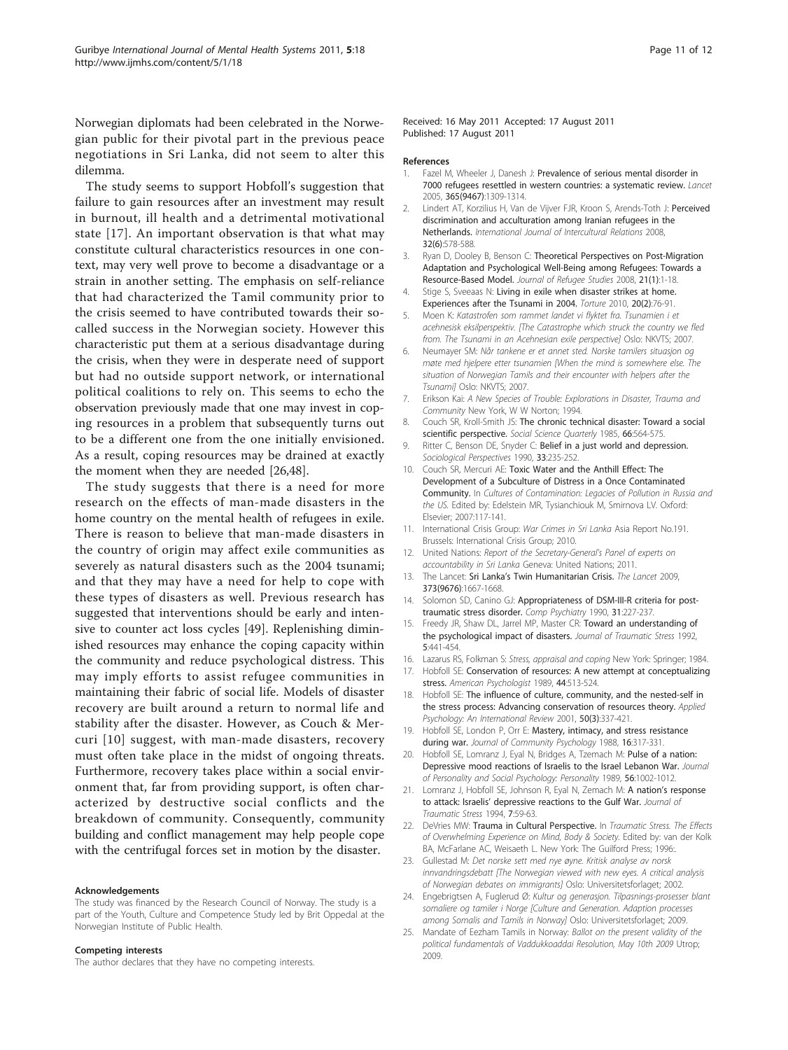Norwegian diplomats had been celebrated in the Norwegian public for their pivotal part in the previous peace negotiations in Sri Lanka, did not seem to alter this dilemma.

The study seems to support Hobfoll's suggestion that failure to gain resources after an investment may result in burnout, ill health and a detrimental motivational state [17]. An important observation is that what may constitute cultural characteristics resources in one context, may very well prove to become a disadvantage or a strain in another setting. The emphasis on self-reliance that had characterized the Tamil community prior to the crisis seemed to have contributed towards their so-called success in the Norwegian society. However this characteristic put them at a serious disadvantage during the crisis, when they were in desperate need of support but had no outside support network, or international political coalitions to rely on. This seems to echo the observation previously made that one may invest in coping resources in a problem that subsequently turns out to be a different one from the one initially envisioned. As a result, coping resources may be drained at exactly the moment when they are needed [26,48].

The study suggests that there is a need for more research on the effects of man-made disasters in the home country on the mental health of refugees in exile. There is reason to believe that man-made disasters in the country of origin may affect exile communities as severely as natural disasters such as the 2004 tsunami; and that they may have a need for help to cope with these types of disasters as well. Previous research has suggested that interventions should be early and intensive to counter act loss cycles [49]. Replenishing diminished resources may enhance the coping capacity within the community and reduce psychological distress. This may imply efforts to assist refugee communities in maintaining their fabric of social life. Models of disaster recovery are built around a return to normal life and stability after the disaster. However, as Couch & Mercuri [10] suggest, with man-made disasters, recovery must often take place in the midst of ongoing threats. Furthermore, recovery takes place within a social environment that, far from providing support, is often characterized by destructive social conflicts and the breakdown of community. Consequently, community building and conflict management may help people cope with the centrifugal forces set in motion by the disaster.

#### Acknowledgements

The study was financed by the Research Council of Norway. The study is a part of the Youth, Culture and Competence Study led by Brit Oppedal at the Norwegian Institute of Public Health.

#### Competing interests

The author declares that they have no competing interests.

Received: 16 May 2011 Accepted: 17 August 2011
Published: 17 August 2011

#### References

1. Fazel M, Wheeler J, Danesh J: **Prevalence of serious mental disorder in 7000 refugees resettled in western countries: a systematic review.** *Lancet* 2005, **365(9467)**:1309-1314.
2. Lindert AT, Korzilius H, Van de Vijver FJR, Kroon S, Arends-Toth J: **Perceived discrimination and acculturation among Iranian refugees in the Netherlands.** *International Journal of Intercultural Relations* 2008, **32(6)**:578-588.
3. Ryan D, Dooley B, Benson C: **Theoretical Perspectives on Post-Migration Adaptation and Psychological Well-Being among Refugees: Towards a Resource-Based Model.** *Journal of Refugee Studies* 2008, **21(1)**:1-18.
4. Stige S, Sveeaas N: **Living in exile when disaster strikes at home. Experiences after the Tsunami in 2004.** *Torture* 2010, **20(2)**:76-91.
5. Moen K: *Katastrofen som rammet landet vi flyktet fra. Tsunamien i et acehnesisk eksilperspektiv. [The Catastrophe which struck the country we fled from. The Tsunami in an Acehnesian exile perspective]* Oslo: NKVTS; 2007.
6. Neumayer SM: *Når tankene er et annet sted. Norske tamilers situasjon og møte med hjelpere etter tsunamien [When the mind is somewhere else. The situation of Norwegian Tamils and their encounter with helpers after the Tsunami]* Oslo: NKVTS; 2007.
7. Erikson Kai: *A New Species of Trouble: Explorations in Disaster, Trauma and Community* New York, W W Norton; 1994.
8. Couch SR, Kroll-Smith JS: **The chronic technical disaster: Toward a social scientific perspective.** *Social Science Quarterly* 1985, **66**:564-575.
9. Ritter C, Benson DE, Snyder C: **Belief in a just world and depression.** *Sociological Perspectives* 1990, **33**:235-252.
10. Couch SR, Mercuri AE: **Toxic Water and the Anthill Effect: The Development of a Subculture of Distress in a Once Contaminated Community.** In *Cultures of Contamination: Legacies of Pollution in Russia and the US.* Edited by: Edelstein MR, Tysianchiouk M, Smirnova LV. Oxford: Elsevier; 2007:117-141.
11. International Crisis Group: *War Crimes in Sri Lanka* Asia Report No.191. Brussels: International Crisis Group; 2010.
12. United Nations: *Report of the Secretary-General's Panel of experts on accountability in Sri Lanka* Geneva: United Nations; 2011.
13. The Lancet: **Sri Lanka's Twin Humanitarian Crisis.** *The Lancet* 2009, **373(9676)**:1667-1668.
14. Solomon SD, Canino GJ: **Appropriateness of DSM-III-R criteria for post-traumatic stress disorder.** *Comp Psychiatry* 1990, **31**:227-237.
15. Freedy JR, Shaw DL, Jarrel MP, Master CR: **Toward an understanding of the psychological impact of disasters.** *Journal of Traumatic Stress* 1992, **5**:441-454.
16. Lazarus RS, Folkman S: *Stress, appraisal and coping* New York: Springer; 1984.
17. Hobfoll SE: **Conservation of resources: A new attempt at conceptualizing stress.** *American Psychologist* 1989, **44**:513-524.
18. Hobfoll SE: **The influence of culture, community, and the nested-self in the stress process: Advancing conservation of resources theory.** *Applied Psychology: An International Review* 2001, **50(3)**:337-421.
19. Hobfoll SE, London P, Orr E: **Mastery, intimacy, and stress resistance during war.** *Journal of Community Psychology* 1988, **16**:317-331.
20. Hobfoll SE, Lomranz J, Eyal N, Bridges A, Tzemach M: **Pulse of a nation: Depressive mood reactions of Israelis to the Israel Lebanon War.** *Journal of Personality and Social Psychology: Personality* 1989, **56**:1002-1012.
21. Lomranz J, Hobfoll SE, Johnson R, Eyal N, Zemach M: **A nation's response to attack: Israelis' depressive reactions to the Gulf War.** *Journal of Traumatic Stress* 1994, **7**:59-63.
22. DeVries MW: **Trauma in Cultural Perspective.** In *Traumatic Stress. The Effects of Overwhelming Experience on Mind, Body & Society.* Edited by: van der Kolk BA, McFarlane AC, Weisaeth L. New York: The Guilford Press; 1996:.
23. Gullestad M: *Det norske sett med nye øyne. Kritisk analyse av norsk innvandringsdebatt [The Norwegian viewed with new eyes. A critical analysis of Norwegian debates on immigrants]* Oslo: Universitetsforlaget; 2002.
24. Engebrigtsen A, Fuglerud Ø: *Kultur og generasjon. Tilpasnings-prosesser blant somaliere og tamiler i Norge [Culture and Generation. Adaption processes among Somalis and Tamils in Norway]* Oslo: Universitetsforlaget; 2009.
25. Mandate of Eezham Tamils in Norway: *Ballot on the present validity of the political fundamentals of Vaddukkoaddai Resolution, May 10th 2009* Utrop; 2009.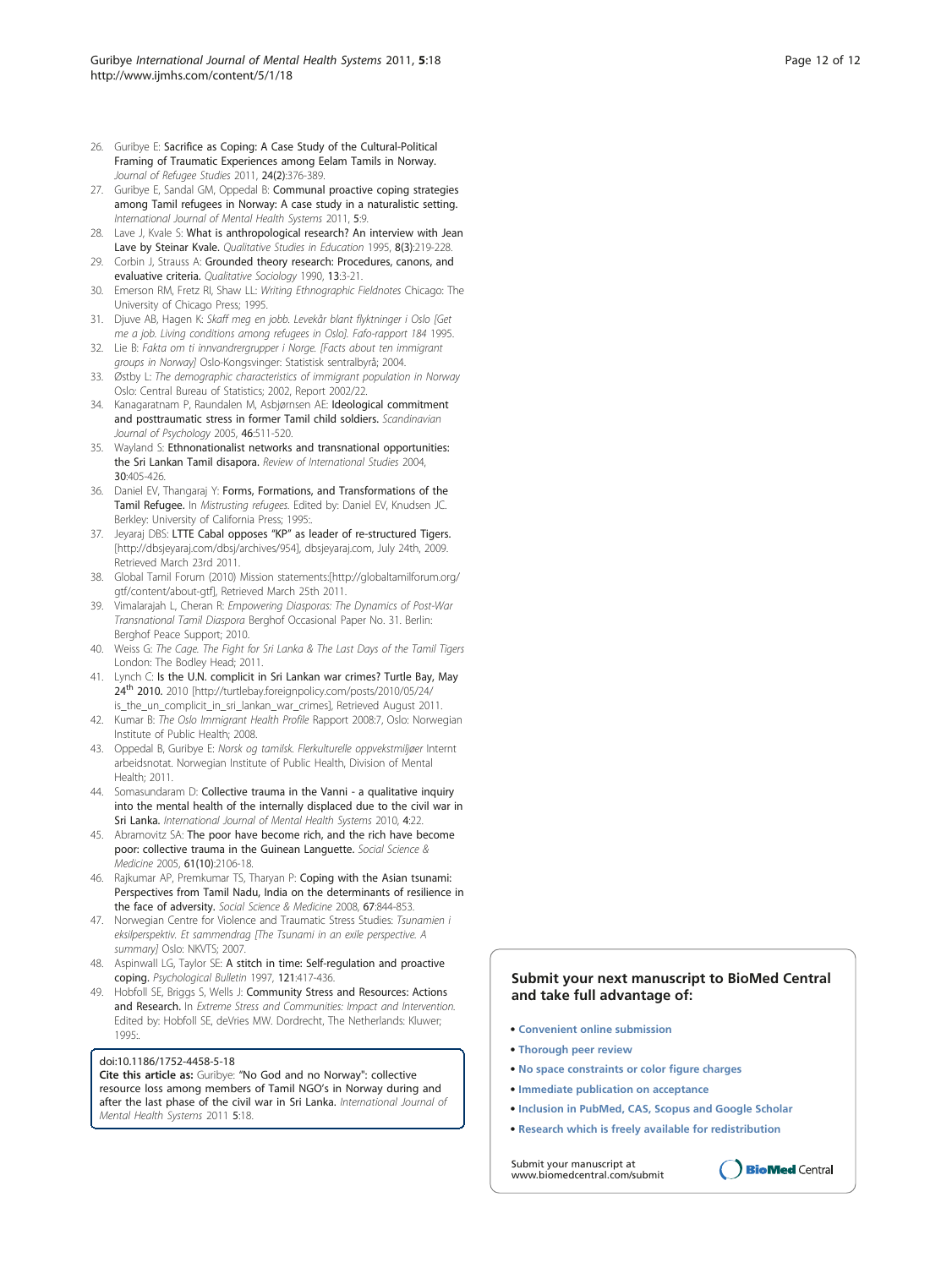26. Guribye E: **Sacrifice as Coping: A Case Study of the Cultural-Political Framing of Traumatic Experiences among Eelam Tamils in Norway.** *Journal of Refugee Studies* 2011, **24(2)**:376-389.
27. Guribye E, Sandal GM, Oppedal B: **Communal proactive coping strategies among Tamil refugees in Norway: A case study in a naturalistic setting.** *International Journal of Mental Health Systems* 2011, **5**:9.
28. Lave J, Kvale S: **What is anthropological research? An interview with Jean Lave by Steinar Kvale.** *Qualitative Studies in Education* 1995, **8(3)**:219-228.
29. Corbin J, Strauss A: **Grounded theory research: Procedures, canons, and evaluative criteria.** *Qualitative Sociology* 1990, **13**:3-21.
30. Emerson RM, Fretz RI, Shaw LL: *Writing Ethnographic Fieldnotes* Chicago: The University of Chicago Press; 1995.
31. Djuve AB, Hagen K: *Skaff meg en jobb. Levekår blant flyktninger i Oslo [Get me a job. Living conditions among refugees in Oslo]. Fafo-rapport 184* 1995.
32. Lie B: *Fakta om ti innvandrergrupper i Norge. [Facts about ten immigrant groups in Norway]* Oslo-Kongsvinger: Statistisk sentralbyrå; 2004.
33. Østby L: *The demographic characteristics of immigrant population in Norway* Oslo: Central Bureau of Statistics; 2002, Report 2002/22.
34. Kanagaratnam P, Raundalen M, Asbjørnsen AE: **Ideological commitment and posttraumatic stress in former Tamil child soldiers.** *Scandinavian Journal of Psychology* 2005, **46**:511-520.
35. Wayland S: **Ethnonationalist networks and transnational opportunities: the Sri Lankan Tamil disapora.** *Review of International Studies* 2004, **30**:405-426.
36. Daniel EV, Thangaraj Y: **Forms, Formations, and Transformations of the Tamil Refugee.** In *Mistrusting refugees.* Edited by: Daniel EV, Knudsen JC. Berkley: University of California Press; 1995:.
37. Jeyaraj DBS: **LTTE Cabal opposes "KP" as leader of re-structured Tigers.** [http://dbsjeyaraj.com/dbsj/archives/954], dbsjeyaraj.com, July 24th, 2009. Retrieved March 23rd 2011.
38. Global Tamil Forum (2010) Mission statements:[http://globaltamilforum.org/gtf/content/about-gtf], Retrieved March 25th 2011.
39. Vimalarajah L, Cheran R: *Empowering Diasporas: The Dynamics of Post-War Transnational Tamil Diaspora* Berghof Occasional Paper No. 31. Berlin: Berghof Peace Support; 2010.
40. Weiss G: *The Cage. The Fight for Sri Lanka & The Last Days of the Tamil Tigers* London: The Bodley Head; 2011.
41. Lynch C: **Is the U.N. complicit in Sri Lankan war crimes? Turtle Bay, May 24th 2010.** 2010 [http://turtlebay.foreignpolicy.com/posts/2010/05/24/is_the_un_complicit_in_sri_lankan_war_crimes], Retrieved August 2011.
42. Kumar B: *The Oslo Immigrant Health Profile* Rapport 2008:7, Oslo: Norwegian Institute of Public Health; 2008.
43. Oppedal B, Guribye E: *Norsk og tamilsk. Flerkulturelle oppvekstmiljøer* Internt arbeidsnotat. Norwegian Institute of Public Health, Division of Mental Health; 2011.
44. Somasundaram D: **Collective trauma in the Vanni - a qualitative inquiry into the mental health of the internally displaced due to the civil war in Sri Lanka.** *International Journal of Mental Health Systems* 2010, **4**:22.
45. Abramovitz SA: **The poor have become rich, and the rich have become poor: collective trauma in the Guinean Languette.** *Social Science & Medicine* 2005, **61(10)**:2106-18.
46. Rajkumar AP, Premkumar TS, Tharyan P: **Coping with the Asian tsunami: Perspectives from Tamil Nadu, India on the determinants of resilience in the face of adversity.** *Social Science & Medicine* 2008, **67**:844-853.
47. Norwegian Centre for Violence and Traumatic Stress Studies: *Tsunamien i eksilperspektiv. Et sammendrag [The Tsunami in an exile perspective. A summary]* Oslo: NKVTS; 2007.
48. Aspinwall LG, Taylor SE: **A stitch in time: Self-regulation and proactive coping.** *Psychological Bulletin* 1997, **121**:417-436.
49. Hobfoll SE, Briggs S, Wells J: **Community Stress and Resources: Actions and Research.** In *Extreme Stress and Communities: Impact and Intervention.* Edited by: Hobfoll SE, deVries MW. Dordrecht, The Netherlands: Kluwer; 1995:.

doi:10.1186/1752-4458-5-18

**Cite this article as:** Guribye: "No God and no Norway": collective resource loss among members of Tamil NGO's in Norway during and after the last phase of the civil war in Sri Lanka. *International Journal of Mental Health Systems* 2011 **5**:18.

**Submit your next manuscript to BioMed Central and take full advantage of:**

- **Convenient online submission**
- **Thorough peer review**
- **No space constraints or color figure charges**
- **Immediate publication on acceptance**
- **Inclusion in PubMed, CAS, Scopus and Google Scholar**
- **Research which is freely available for redistribution**

Submit your manuscript at www.biomedcentral.com/submit

BioMed Central